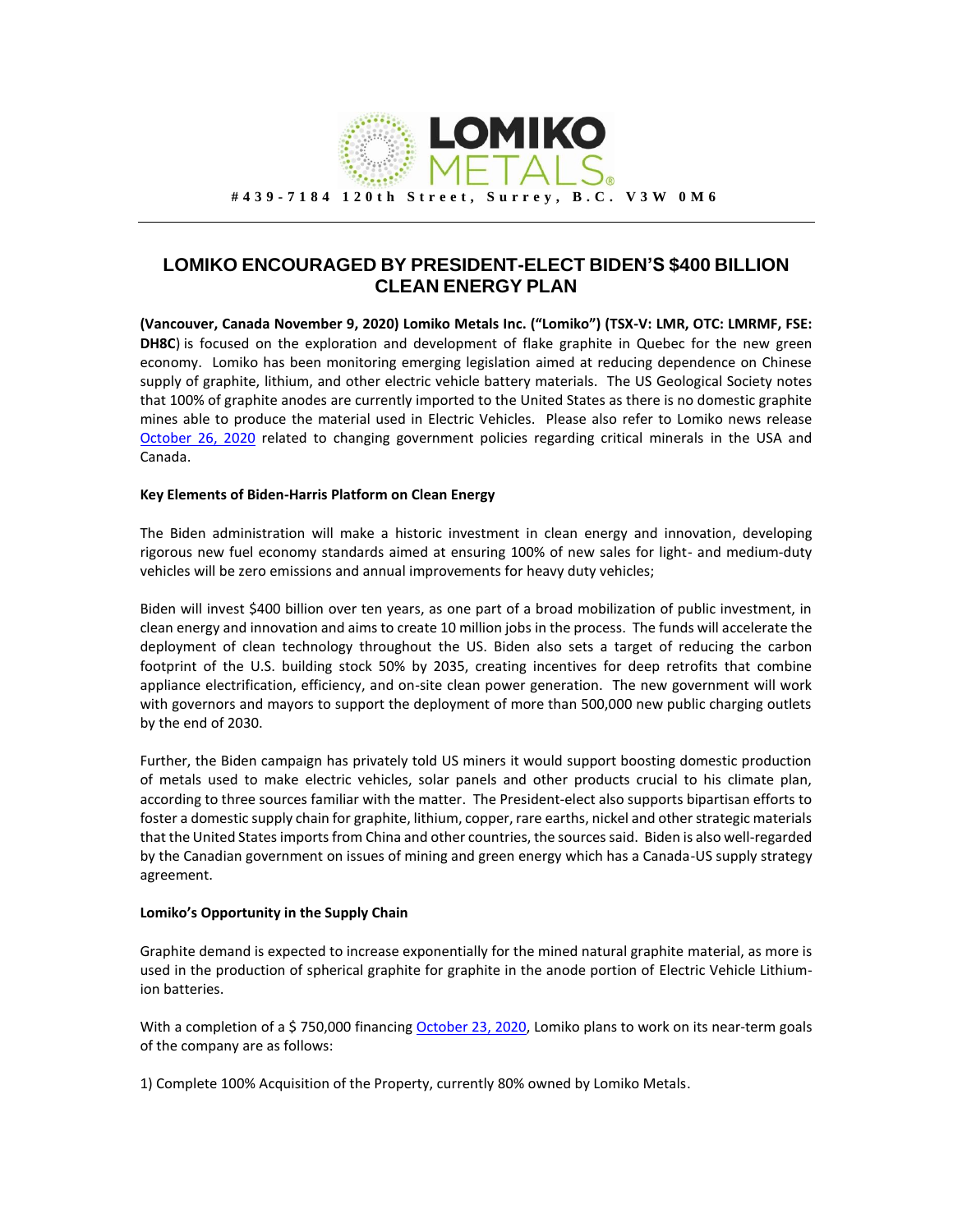LOMIKO METALS

#439-7184 120th Street, Surrey, B.C. V3W 0M6

# LOMIKO ENCOURAGED BY PRESIDENT-ELECT BIDEN'S $400 BILLION CLEAN ENERGY PLAN

**(Vancouver, Canada November 9, 2020) Lomiko Metals Inc. ("Lomiko") (TSX-V: LMR, OTC: LMRMF, FSE: DH8C**) is focused on the exploration and development of flake graphite in Quebec for the new green economy. Lomiko has been monitoring emerging legislation aimed at reducing dependence on Chinese supply of graphite, lithium, and other electric vehicle battery materials. The US Geological Society notes that 100% of graphite anodes are currently imported to the United States as there is no domestic graphite mines able to produce the material used in Electric Vehicles. Please also refer to Lomiko news release October 26, 2020 related to changing government policies regarding critical minerals in the USA and Canada.

**Key Elements of Biden-Harris Platform on Clean Energy**

The Biden administration will make a historic investment in clean energy and innovation, developing rigorous new fuel economy standards aimed at ensuring 100% of new sales for light- and medium-duty vehicles will be zero emissions and annual improvements for heavy duty vehicles;

Biden will invest $400 billion over ten years, as one part of a broad mobilization of public investment, in clean energy and innovation and aims to create 10 million jobs in the process. The funds will accelerate the deployment of clean technology throughout the US. Biden also sets a target of reducing the carbon footprint of the U.S. building stock 50% by 2035, creating incentives for deep retrofits that combine appliance electrification, efficiency, and on-site clean power generation. The new government will work with governors and mayors to support the deployment of more than 500,000 new public charging outlets by the end of 2030.

Further, the Biden campaign has privately told US miners it would support boosting domestic production of metals used to make electric vehicles, solar panels and other products crucial to his climate plan, according to three sources familiar with the matter. The President-elect also supports bipartisan efforts to foster a domestic supply chain for graphite, lithium, copper, rare earths, nickel and other strategic materials that the United States imports from China and other countries, the sources said. Biden is also well-regarded by the Canadian government on issues of mining and green energy which has a Canada-US supply strategy agreement.

**Lomiko's Opportunity in the Supply Chain**

Graphite demand is expected to increase exponentially for the mined natural graphite material, as more is used in the production of spherical graphite for graphite in the anode portion of Electric Vehicle Lithium-ion batteries.

With a completion of a $ 750,000 financing October 23, 2020, Lomiko plans to work on its near-term goals of the company are as follows:

1) Complete 100% Acquisition of the Property, currently 80% owned by Lomiko Metals.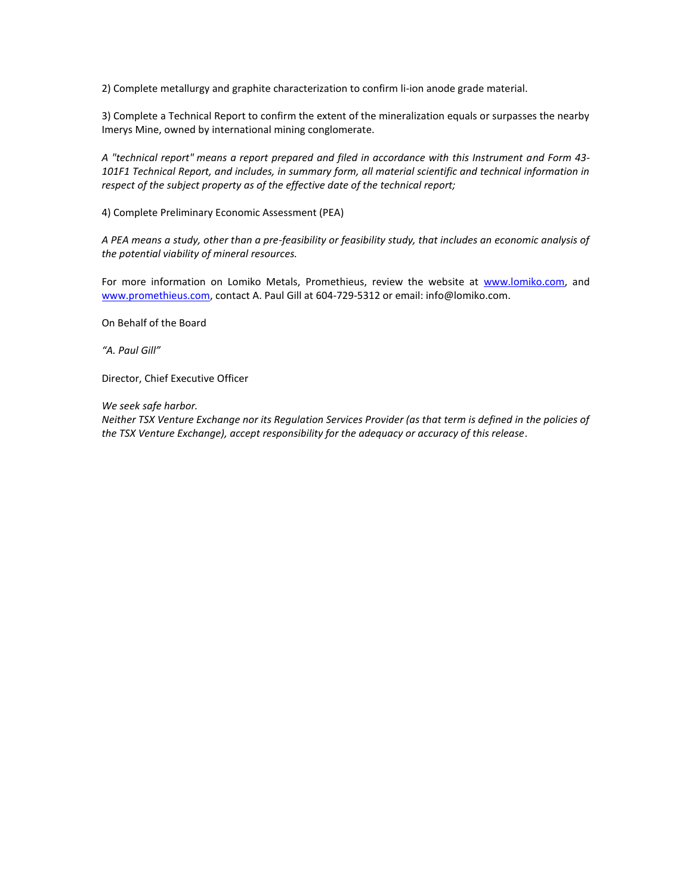2) Complete metallurgy and graphite characterization to confirm li-ion anode grade material.

3) Complete a Technical Report to confirm the extent of the mineralization equals or surpasses the nearby Imerys Mine, owned by international mining conglomerate.

*A "technical report" means a report prepared and filed in accordance with this Instrument and Form 43-101F1 Technical Report, and includes, in summary form, all material scientific and technical information in respect of the subject property as of the effective date of the technical report;*

4) Complete Preliminary Economic Assessment (PEA)

*A PEA means a study, other than a pre-feasibility or feasibility study, that includes an economic analysis of the potential viability of mineral resources.*

For more information on Lomiko Metals, Promethieus, review the website at [www.lomiko.com](http://www.lomiko.com), and [www.promethieus.com](http://www.promethieus.com), contact A. Paul Gill at 604-729-5312 or email: info@lomiko.com.

On Behalf of the Board

*"A. Paul Gill"*

Director, Chief Executive Officer

*We seek safe harbor.*
*Neither TSX Venture Exchange nor its Regulation Services Provider (as that term is defined in the policies of the TSX Venture Exchange), accept responsibility for the adequacy or accuracy of this release.*